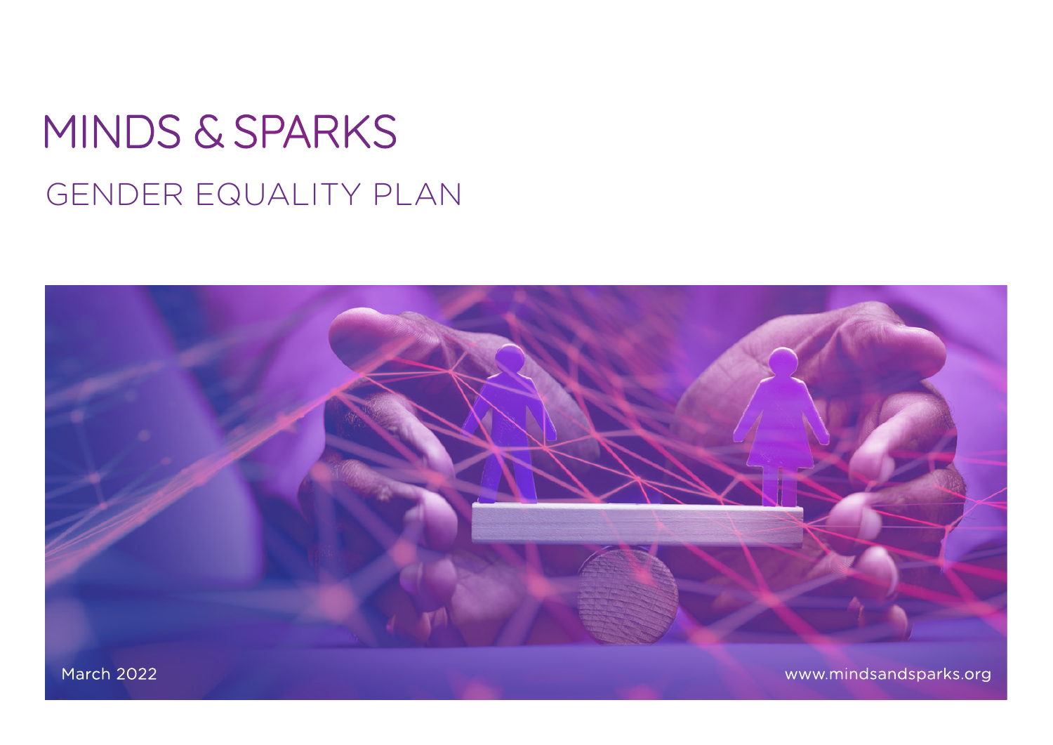# MINDS & SPARKS

## GENDER EQUALITY PLAN

March 2022

www.mindsandsparks.org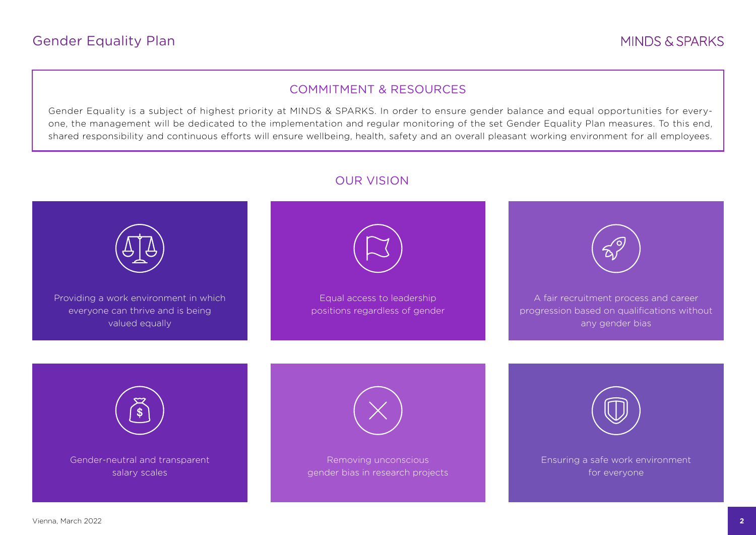# Gender Equality Plan

## COMMITMENT & RESOURCES

Gender Equality is a subject of highest priority at MINDS & SPARKS. In order to ensure gender balance and equal opportunities for everyone, the management will be dedicated to the implementation and regular monitoring of the set Gender Equality Plan measures. To this end, shared responsibility and continuous efforts will ensure wellbeing, health, safety and an overall pleasant working environment for all employees.

## OUR VISION

- Providing a work environment in which everyone can thrive and is being valued equally
- Equal access to leadership positions regardless of gender
- A fair recruitment process and career progression based on qualifications without any gender bias
- Gender-neutral and transparent salary scales
- Removing unconscious gender bias in research projects
- Ensuring a safe work environment for everyone

Vienna, March 2022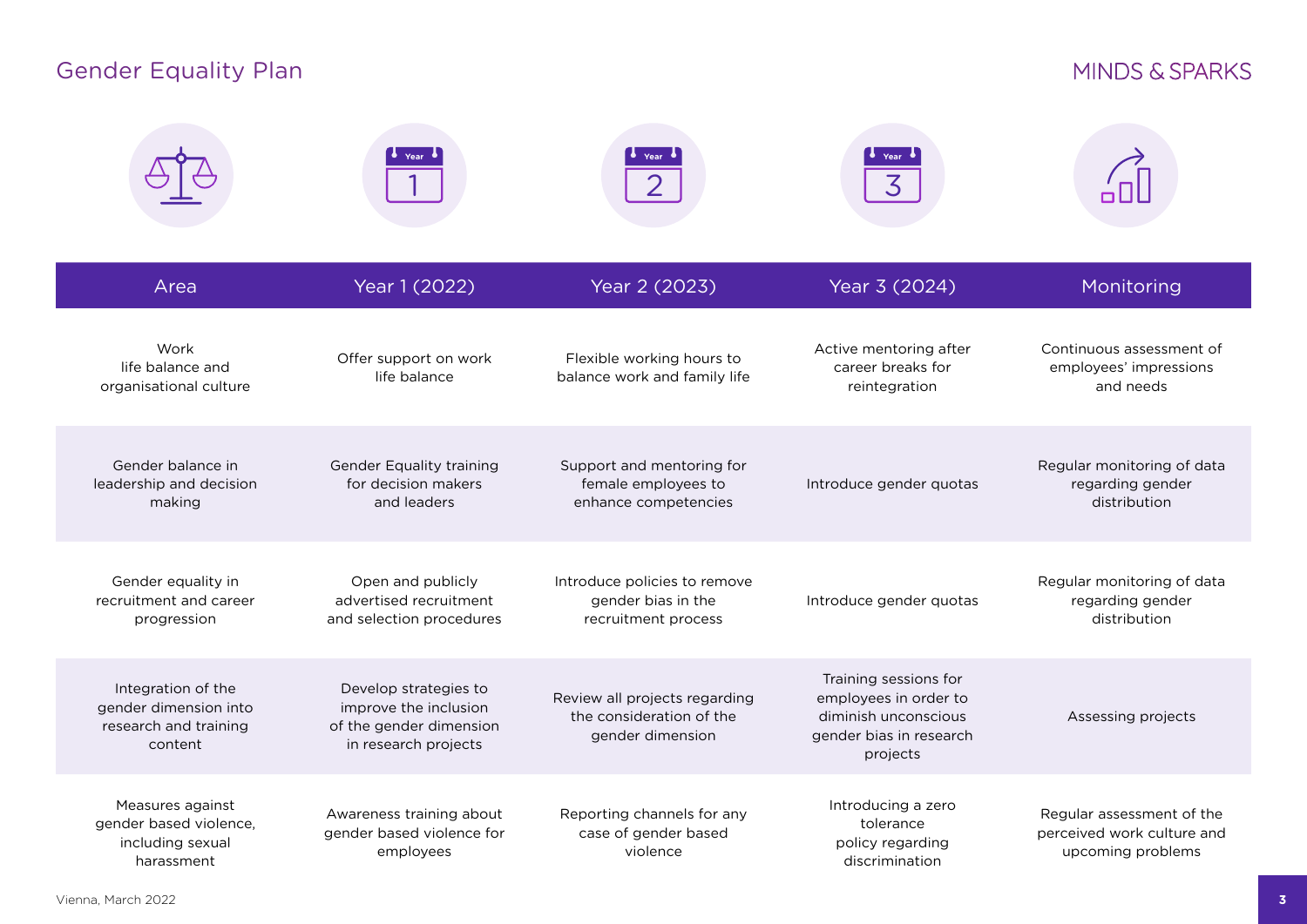# Gender Equality Plan

MINDS & SPARKS

| Area | Year 1 (2022) | Year 2 (2023) | Year 3 (2024) | Monitoring |
|---|---|---|---|---|
| Work life balance and organisational culture | Offer support on work life balance | Flexible working hours to balance work and family life | Active mentoring after career breaks for reintegration | Continuous assessment of employees' impressions and needs |
| Gender balance in leadership and decision making | Gender Equality training for decision makers and leaders | Support and mentoring for female employees to enhance competencies | Introduce gender quotas | Regular monitoring of data regarding gender distribution |
| Gender equality in recruitment and career progression | Open and publicly advertised recruitment and selection procedures | Introduce policies to remove gender bias in the recruitment process | Introduce gender quotas | Regular monitoring of data regarding gender distribution |
| Integration of the gender dimension into research and training content | Develop strategies to improve the inclusion of the gender dimension in research projects | Review all projects regarding the consideration of the gender dimension | Training sessions for employees in order to diminish unconscious gender bias in research projects | Assessing projects |
| Measures against gender based violence, including sexual harassment | Awareness training about gender based violence for employees | Reporting channels for any case of gender based violence | Introducing a zero tolerance policy regarding discrimination | Regular assessment of the perceived work culture and upcoming problems |

Vienna, March 2022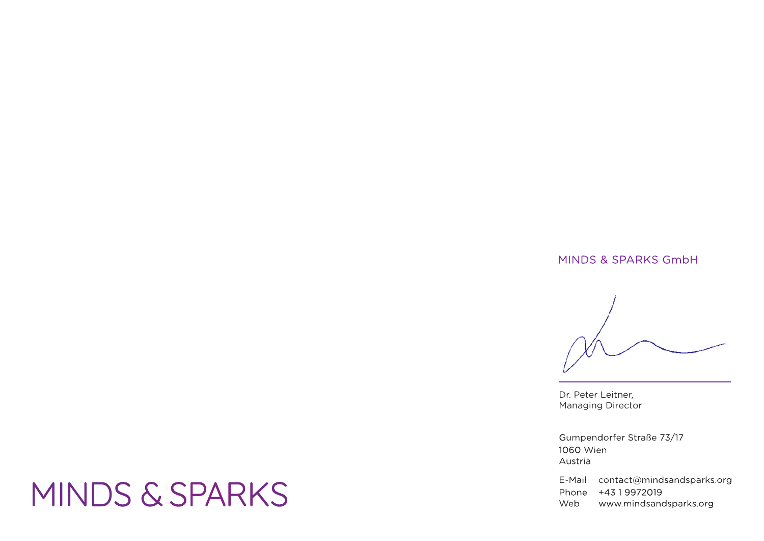MINDS & SPARKS GmbH

Dr. Peter Leitner,
Managing Director

Gumpendorfer Straße 73/17
1060 Wien
Austria

E-Mail contact@mindsandsparks.org
Phone +43 1 9972019
Web www.mindsandsparks.org

MINDS & SPARKS